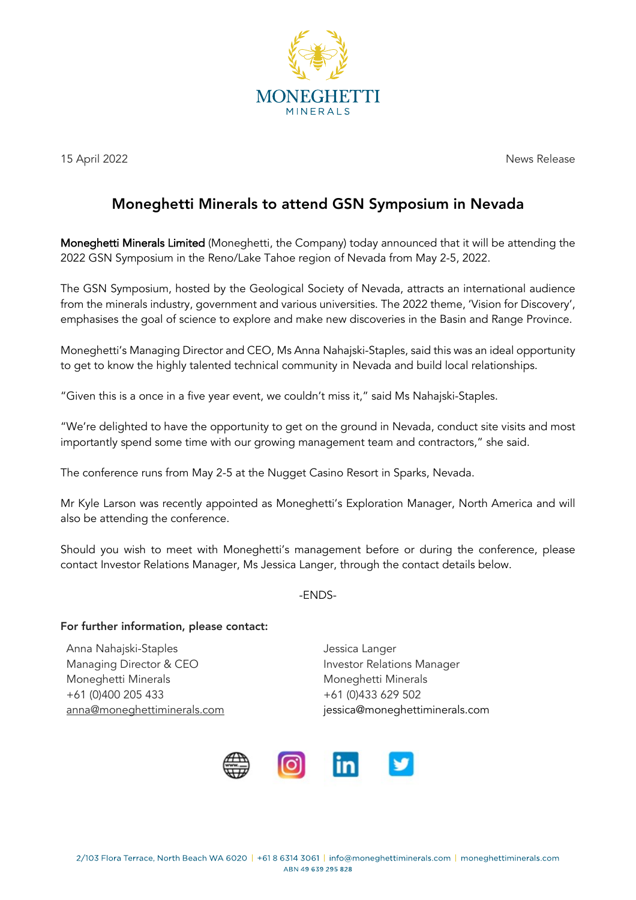15 April 2022

News Release

# Moneghetti Minerals to attend GSN Symposium in Nevada

**Moneghetti Minerals Limited** (Moneghetti, the Company) today announced that it will be attending the 2022 GSN Symposium in the Reno/Lake Tahoe region of Nevada from May 2-5, 2022.

The GSN Symposium, hosted by the Geological Society of Nevada, attracts an international audience from the minerals industry, government and various universities. The 2022 theme, 'Vision for Discovery', emphasises the goal of science to explore and make new discoveries in the Basin and Range Province.

Moneghetti's Managing Director and CEO, Ms Anna Nahajski-Staples, said this was an ideal opportunity to get to know the highly talented technical community in Nevada and build local relationships.

"Given this is a once in a five year event, we couldn't miss it," said Ms Nahajski-Staples.

"We're delighted to have the opportunity to get on the ground in Nevada, conduct site visits and most importantly spend some time with our growing management team and contractors," she said.

The conference runs from May 2-5 at the Nugget Casino Resort in Sparks, Nevada.

Mr Kyle Larson was recently appointed as Moneghetti's Exploration Manager, North America and will also be attending the conference.

Should you wish to meet with Moneghetti's management before or during the conference, please contact Investor Relations Manager, Ms Jessica Langer, through the contact details below.

-ENDS-

**For further information, please contact:**

Anna Nahajski-Staples
Managing Director & CEO
Moneghetti Minerals
+61 (0)400 205 433
anna@moneghettiminerals.com

Jessica Langer
Investor Relations Manager
Moneghetti Minerals
+61 (0)433 629 502
jessica@moneghettiminerals.com

2/103 Flora Terrace, North Beach WA 6020 | +61 8 6314 3061 | info@moneghettiminerals.com | moneghettiminerals.com
ABN 49 639 295 828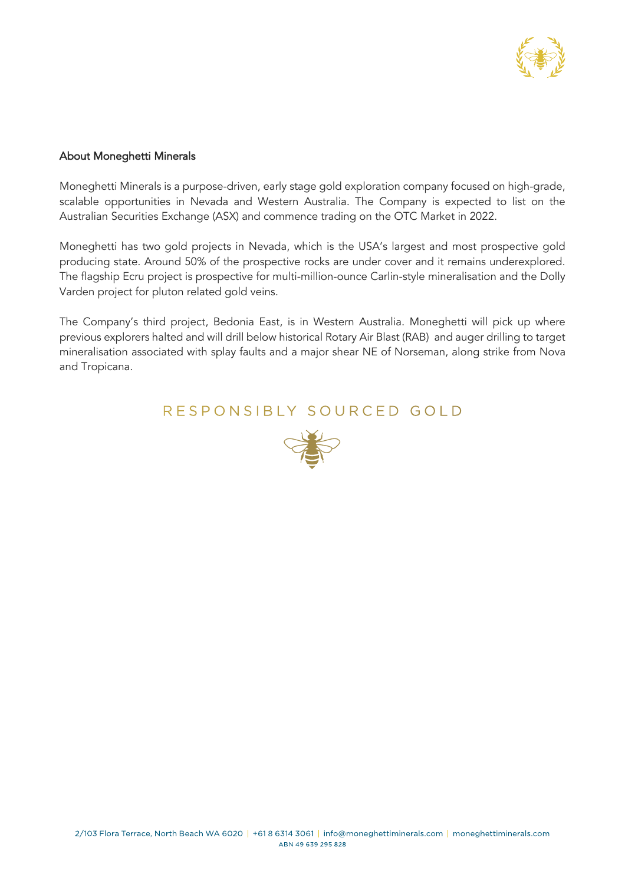## About Moneghetti Minerals

Moneghetti Minerals is a purpose-driven, early stage gold exploration company focused on high-grade, scalable opportunities in Nevada and Western Australia. The Company is expected to list on the Australian Securities Exchange (ASX) and commence trading on the OTC Market in 2022.

Moneghetti has two gold projects in Nevada, which is the USA's largest and most prospective gold producing state. Around 50% of the prospective rocks are under cover and it remains underexplored. The flagship Ecru project is prospective for multi-million-ounce Carlin-style mineralisation and the Dolly Varden project for pluton related gold veins.

The Company's third project, Bedonia East, is in Western Australia. Moneghetti will pick up where previous explorers halted and will drill below historical Rotary Air Blast (RAB) and auger drilling to target mineralisation associated with splay faults and a major shear NE of Norseman, along strike from Nova and Tropicana.

RESPONSIBLY SOURCED GOLD

2/103 Flora Terrace, North Beach WA 6020 | +61 8 6314 3061 | info@moneghettiminerals.com | moneghettiminerals.com

ABN 49 639 295 828